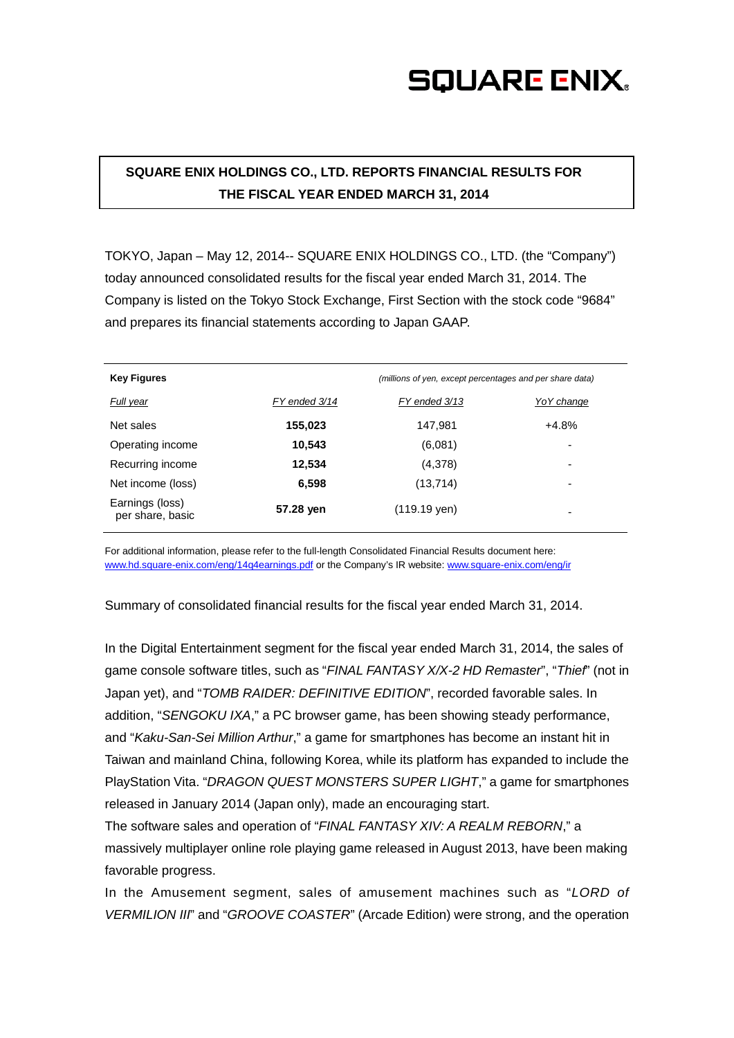SQUARE ENIX.

# SQUARE ENIX HOLDINGS CO., LTD. REPORTS FINANCIAL RESULTS FOR THE FISCAL YEAR ENDED MARCH 31, 2014

TOKYO, Japan – May 12, 2014-- SQUARE ENIX HOLDINGS CO., LTD. (the "Company") today announced consolidated results for the fiscal year ended March 31, 2014. The Company is listed on the Tokyo Stock Exchange, First Section with the stock code "9684" and prepares its financial statements according to Japan GAAP.

| **Key Figures** | | *(millions of yen, except percentages and per share data)* | |
|---|---|---|---|
| *Full year* | *FY ended 3/14* | *FY ended 3/13* | *YoY change* |
| Net sales | **155,023** | 147,981 | +4.8% |
| Operating income | **10,543** | (6,081) | - |
| Recurring income | **12,534** | (4,378) | - |
| Net income (loss) | **6,598** | (13,714) | - |
| Earnings (loss) per share, basic | **57.28 yen** | (119.19 yen) | - |

For additional information, please refer to the full-length Consolidated Financial Results document here: [www.hd.square-enix.com/eng/14q4earnings.pdf](www.hd.square-enix.com/eng/14q4earnings.pdf) or the Company's IR website: [www.square-enix.com/eng/ir](www.square-enix.com/eng/ir)

Summary of consolidated financial results for the fiscal year ended March 31, 2014.

In the Digital Entertainment segment for the fiscal year ended March 31, 2014, the sales of game console software titles, such as "*FINAL FANTASY X/X-2 HD Remaster*", "*Thief*" (not in Japan yet), and "*TOMB RAIDER: DEFINITIVE EDITION*", recorded favorable sales. In addition, "*SENGOKU IXA*," a PC browser game, has been showing steady performance, and "*Kaku-San-Sei Million Arthur*," a game for smartphones has become an instant hit in Taiwan and mainland China, following Korea, while its platform has expanded to include the PlayStation Vita. "*DRAGON QUEST MONSTERS SUPER LIGHT*," a game for smartphones released in January 2014 (Japan only), made an encouraging start.

The software sales and operation of "*FINAL FANTASY XIV: A REALM REBORN*," a massively multiplayer online role playing game released in August 2013, have been making favorable progress.

In the Amusement segment, sales of amusement machines such as "*LORD of VERMILION III*" and "*GROOVE COASTER*" (Arcade Edition) were strong, and the operation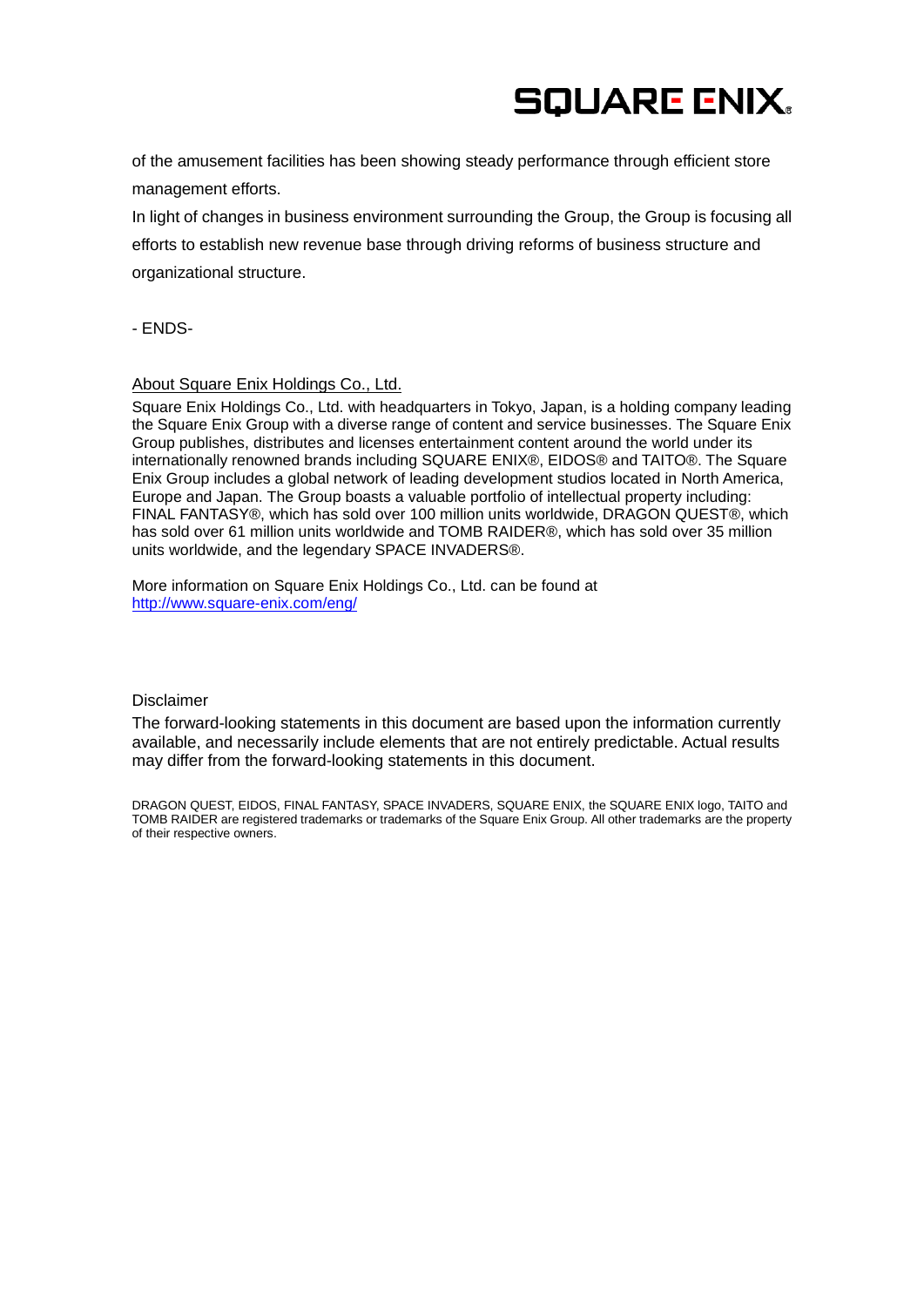of the amusement facilities has been showing steady performance through efficient store management efforts.

In light of changes in business environment surrounding the Group, the Group is focusing all efforts to establish new revenue base through driving reforms of business structure and organizational structure.

- ENDS-

About Square Enix Holdings Co., Ltd.

Square Enix Holdings Co., Ltd. with headquarters in Tokyo, Japan, is a holding company leading the Square Enix Group with a diverse range of content and service businesses. The Square Enix Group publishes, distributes and licenses entertainment content around the world under its internationally renowned brands including SQUARE ENIX®, EIDOS® and TAITO®. The Square Enix Group includes a global network of leading development studios located in North America, Europe and Japan. The Group boasts a valuable portfolio of intellectual property including: FINAL FANTASY®, which has sold over 100 million units worldwide, DRAGON QUEST®, which has sold over 61 million units worldwide and TOMB RAIDER®, which has sold over 35 million units worldwide, and the legendary SPACE INVADERS®.

More information on Square Enix Holdings Co., Ltd. can be found at
http://www.square-enix.com/eng/

Disclaimer

The forward-looking statements in this document are based upon the information currently available, and necessarily include elements that are not entirely predictable. Actual results may differ from the forward-looking statements in this document.

DRAGON QUEST, EIDOS, FINAL FANTASY, SPACE INVADERS, SQUARE ENIX, the SQUARE ENIX logo, TAITO and TOMB RAIDER are registered trademarks or trademarks of the Square Enix Group. All other trademarks are the property of their respective owners.